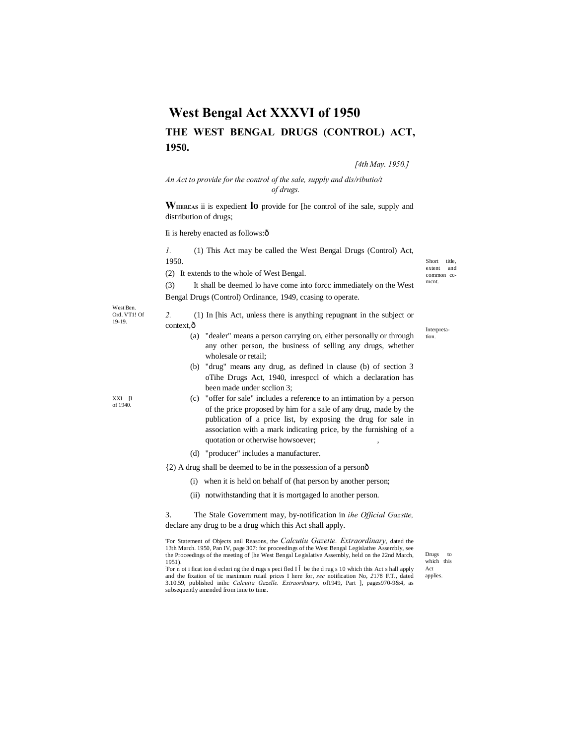# West Bengal Act XXXVI of 1950

## THE WEST BENGAL DRUGS (CONTROL) ACT, 1950.

*[4th May. 1950.]*

*An Act to provide for the control of the sale, supply and dis/ributio/t of drugs.*

**WHEREAS** ii is expedient **lo** provide for [he control of ihe sale, supply and distribution of drugs;

Ii is hereby enacted as follows:ô

Short title, extent and common cc-mcnt.

*1.* (1) This Act may be called the West Bengal Drugs (Control) Act, 1950.

(2) It extends to the whole of West Bengal.

(3) It shall be deemed lo have come into forcc immediately on the West Bengal Drugs (Control) Ordinance, 1949, ccasing to operate.

West Ben. Ord. VT1! Of 19-19.

Interpreta-tion.

*2.* (1) In [his Act, unless there is anything repugnant in the subject or context,ô

(a) "dealer" means a person carrying on, either personally or through any other person, the business of selling any drugs, whether wholesale or retail;

(b) "drug" means any drug, as defined in clause (b) of section 3 oTihe Drugs Act, 1940, inrespccl of which a declaration has been made under scclion 3;

XXI [I of 1940.

(c) "offer for sale" includes a reference to an intimation by a person of the price proposed by him for a sale of any drug, made by the publication of a price list, by exposing the drug for sale in association with a mark indicating price, by the furnishing of a quotation or otherwise howsoever;

(d) "producer" includes a manufacturer.

{2) A drug shall be deemed to be in the possession of a personô

(i) when it is held on behalf of (hat person by another person;

(ii) notwithstanding that it is mortgaged lo another person.

Drugs to which this Act applies.

3. The Stale Government may, by-notification in *ihe Official Gazstte,* declare any drug to be a drug which this Act shall apply.

'For Statement of Objects anil Reasons, the *Calcutiu Gazette. Extraordinary,* dated the 13th March. 1950, Pan IV, page 307: for proceedings of the West Bengal Legislative Assembly, see the Proceedings of the meeting of [he West Bengal Legislative Assembly, held on the 22nd March, 1951).

:For n ot i ficat ion d eclnri ng the d rugs s peci fled I Ĭ be the d rug s 10 which this Act s hall apply and the fixation of tic maximum ruiail prices I here for, *sec* notification No, *2*178 F.T., dated 3.10.59, published inihc *Calcuiia Gazelle. Extraordinary,* of1949, Part ], pages970-9&4, as subsequently amended from time to time.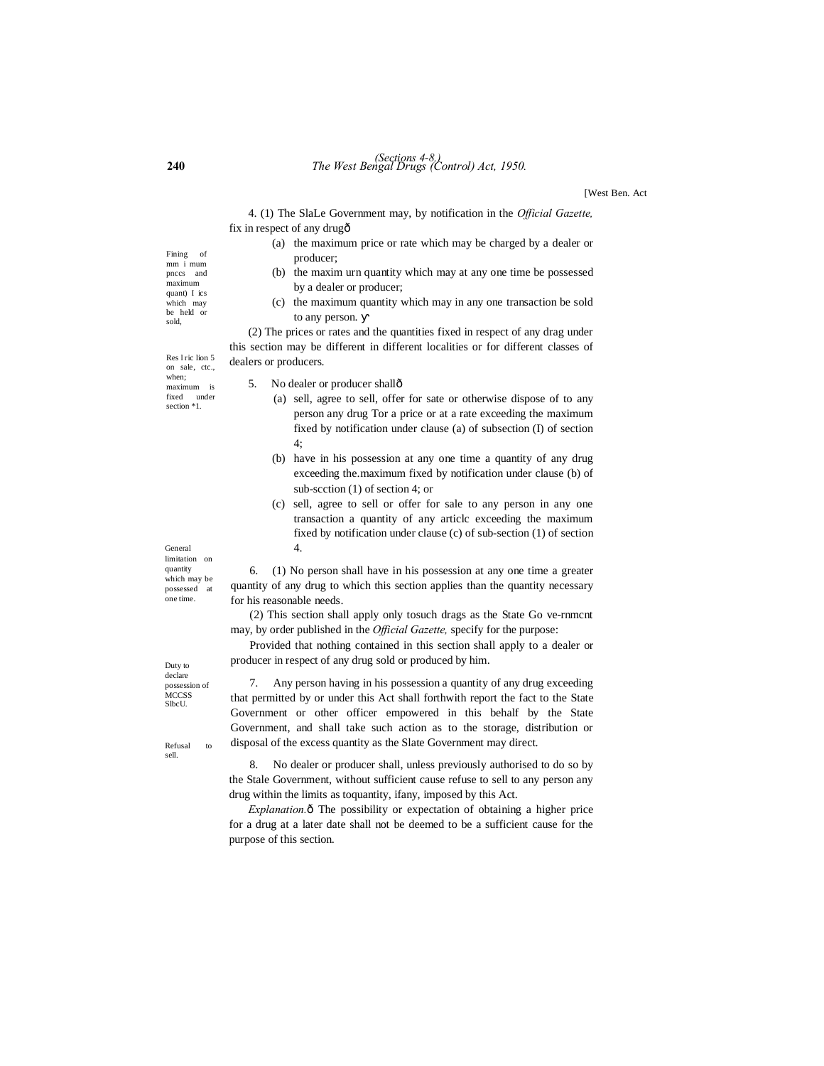[West Ben. Act

*Fining of mm i mum pnccs and maximum quant) I ics which may be held or sold,*

4. (1) The SlaLe Government may, by notification in the *Official Gazette,* fix in respect of any drugð

(a) the maximum price or rate which may be charged by a dealer or producer;

(b) the maxim urn quantity which may at any one time be possessed by a dealer or producer;

(c) the maximum quantity which may in any one transaction be sold to any person.

(2) The prices or rates and the quantities fixed in respect of any drag under this section may be different in different localities or for different classes of dealers or producers.

*Res l ric lion 5 on sale, ctc., when; maximum is fixed under section *1.*

5. No dealer or producer shallð

(a) sell, agree to sell, offer for sate or otherwise dispose of to any person any drug Tor a price or at a rate exceeding the maximum fixed by notification under clause (a) of subsection (I) of section 4;

(b) have in his possession at any one time a quantity of any drug exceeding the.maximum fixed by notification under clause (b) of sub-scction (1) of section 4; or

(c) sell, agree to sell or offer for sale to any person in any one transaction a quantity of any articlc exceeding the maximum fixed by notification under clause (c) of sub-section (1) of section 4.

*General limitation on quantity which may be possessed at one time.*

6. (1) No person shall have in his possession at any one time a greater quantity of any drug to which this section applies than the quantity necessary for his reasonable needs.

(2) This section shall apply only tosuch drags as the State Go ve-rnmcnt may, by order published in the *Official Gazette,* specify for the purpose:

Provided that nothing contained in this section shall apply to a dealer or producer in respect of any drug sold or produced by him.

*Duty to declare possession of MCCSS SlbcU.*

7. Any person having in his possession a quantity of any drug exceeding that permitted by or under this Act shall forthwith report the fact to the State Government or other officer empowered in this behalf by the State Government, and shall take such action as to the storage, distribution or disposal of the excess quantity as the Slate Government may direct.

*Refusal to sell.*

8. No dealer or producer shall, unless previously authorised to do so by the Stale Government, without sufficient cause refuse to sell to any person any drug within the limits as toquantity, ifany, imposed by this Act.

*Explanation.*ð The possibility or expectation of obtaining a higher price for a drug at a later date shall not be deemed to be a sufficient cause for the purpose of this section.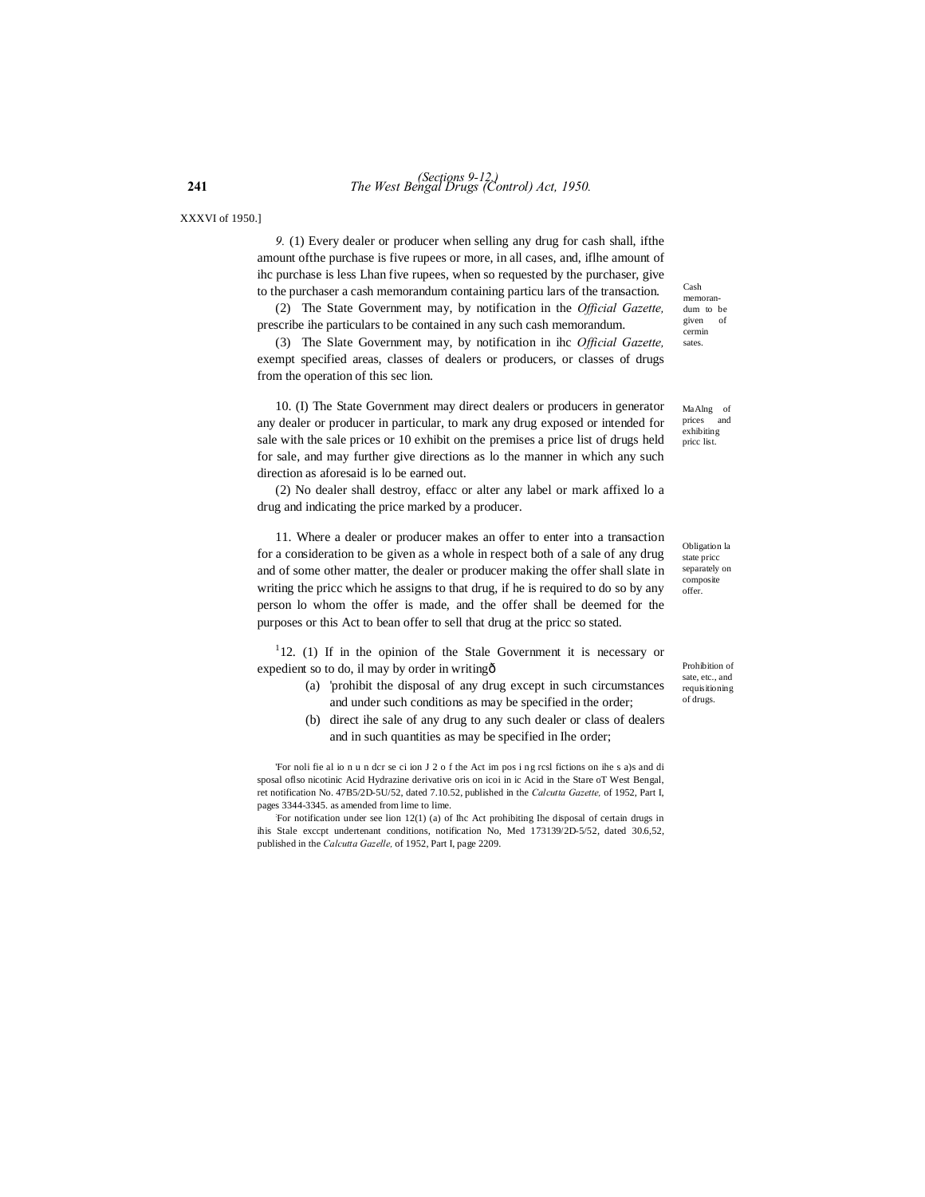XXXVI of 1950.]

Cash memorandum to be given of cermin sates.

*9.* (1) Every dealer or producer when selling any drug for cash shall, ifthe amount ofthe purchase is five rupees or more, in all cases, and, iflhe amount of ihc purchase is less Lhan five rupees, when so requested by the purchaser, give to the purchaser a cash memorandum containing particu lars of the transaction.

(2) The State Government may, by notification in the *Official Gazette,* prescribe ihe particulars to be contained in any such cash memorandum.

(3) The Slate Government may, by notification in ihc *Official Gazette,* exempt specified areas, classes of dealers or producers, or classes of drugs from the operation of this sec lion.

MaAlng of prices and exhibiting pricc list.

10. (I) The State Government may direct dealers or producers in generator any dealer or producer in particular, to mark any drug exposed or intended for sale with the sale prices or 10 exhibit on the premises a price list of drugs held for sale, and may further give directions as lo the manner in which any such direction as aforesaid is lo be earned out.

(2) No dealer shall destroy, effacc or alter any label or mark affixed lo a drug and indicating the price marked by a producer.

Obligation la state pricc separately on composite offer.

11. Where a dealer or producer makes an offer to enter into a transaction for a consideration to be given as a whole in respect both of a sale of any drug and of some other matter, the dealer or producer making the offer shall slate in writing the pricc which he assigns to that drug, if he is required to do so by any person lo whom the offer is made, and the offer shall be deemed for the purposes or this Act to bean offer to sell that drug at the pricc so stated.

Prohibition of sate, etc., and requisitioning of drugs.

[1]12. (1) If in the opinion of the Stale Government it is necessary or expedient so to do, il may by order in writingô

(a) 'prohibit the disposal of any drug except in such circumstances and under such conditions as may be specified in the order;

(b) direct ihe sale of any drug to any such dealer or class of dealers and in such quantities as may be specified in Ihe order;

'For noli fie al io n u n dcr se ci ion J 2 o f the Act im pos i ng rcsl fictions on ihe s a)s and di sposal oflso nicotinic Acid Hydrazine derivative oris on icoi in ic Acid in the Stare oT West Bengal, ret notification No. 47B5/2D-5U/52, dated 7.10.52, published in the *Calcutta Gazette,* of 1952, Part I, pages 3344-3345. as amended from lime to lime.

:For notification under see lion 12(1) (a) of Ihc Act prohibiting Ihe disposal of certain drugs in ihis Stale exccpt undertenant conditions, notification No, Med 173139/2D-5/52, dated 30.6,52, published in the *Calcutta Gazelle,* of 1952, Part I, page 2209.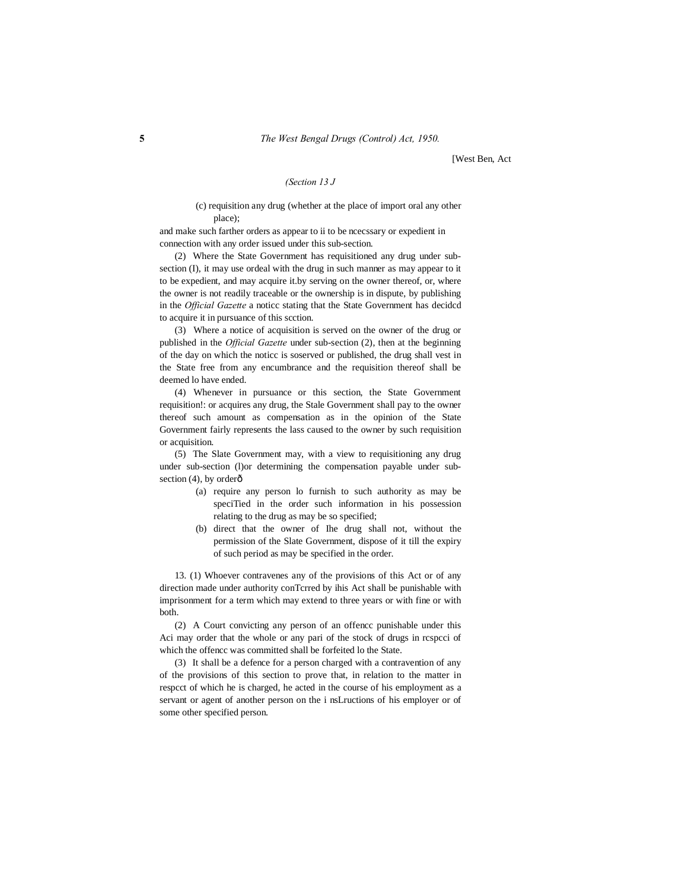(c) requisition any drug (whether at the place of import oral any other place);

and make such farther orders as appear to ii to be ncecssary or expedient in connection with any order issued under this sub-section.

(2) Where the State Government has requisitioned any drug under sub-section (I), it may use ordeal with the drug in such manner as may appear to it to be expedient, and may acquire it.by serving on the owner thereof, or, where the owner is not readily traceable or the ownership is in dispute, by publishing in the *Official Gazette* a noticc stating that the State Government has decidcd to acquire it in pursuance of this scction.

(3) Where a notice of acquisition is served on the owner of the drug or published in the *Official Gazette* under sub-section (2), then at the beginning of the day on which the noticc is soserved or published, the drug shall vest in the State free from any encumbrance and the requisition thereof shall be deemed lo have ended.

(4) Whenever in pursuance or this section, the State Government requisition!: or acquires any drug, the Stale Government shall pay to the owner thereof such amount as compensation as in the opinion of the State Government fairly represents the lass caused to the owner by such requisition or acquisition.

(5) The Slate Government may, with a view to requisitioning any drug under sub-section (l)or determining the compensation payable under sub-section (4), by orderô

(a) require any person lo furnish to such authority as may be speciTied in the order such information in his possession relating to the drug as may be so specified;

(b) direct that the owner of Ihe drug shall not, without the permission of the Slate Government, dispose of it till the expiry of such period as may be specified in the order.

13. (1) Whoever contravenes any of the provisions of this Act or of any direction made under authority conTcrred by ihis Act shall be punishable with imprisonment for a term which may extend to three years or with fine or with both.

(2) A Court convicting any person of an offencc punishable under this Aci may order that the whole or any pari of the stock of drugs in rcspcci of which the offencc was committed shall be forfeited lo the State.

(3) It shall be a defence for a person charged with a contravention of any of the provisions of this section to prove that, in relation to the matter in respcct of which he is charged, he acted in the course of his employment as a servant or agent of another person on the i nsLructions of his employer or of some other specified person.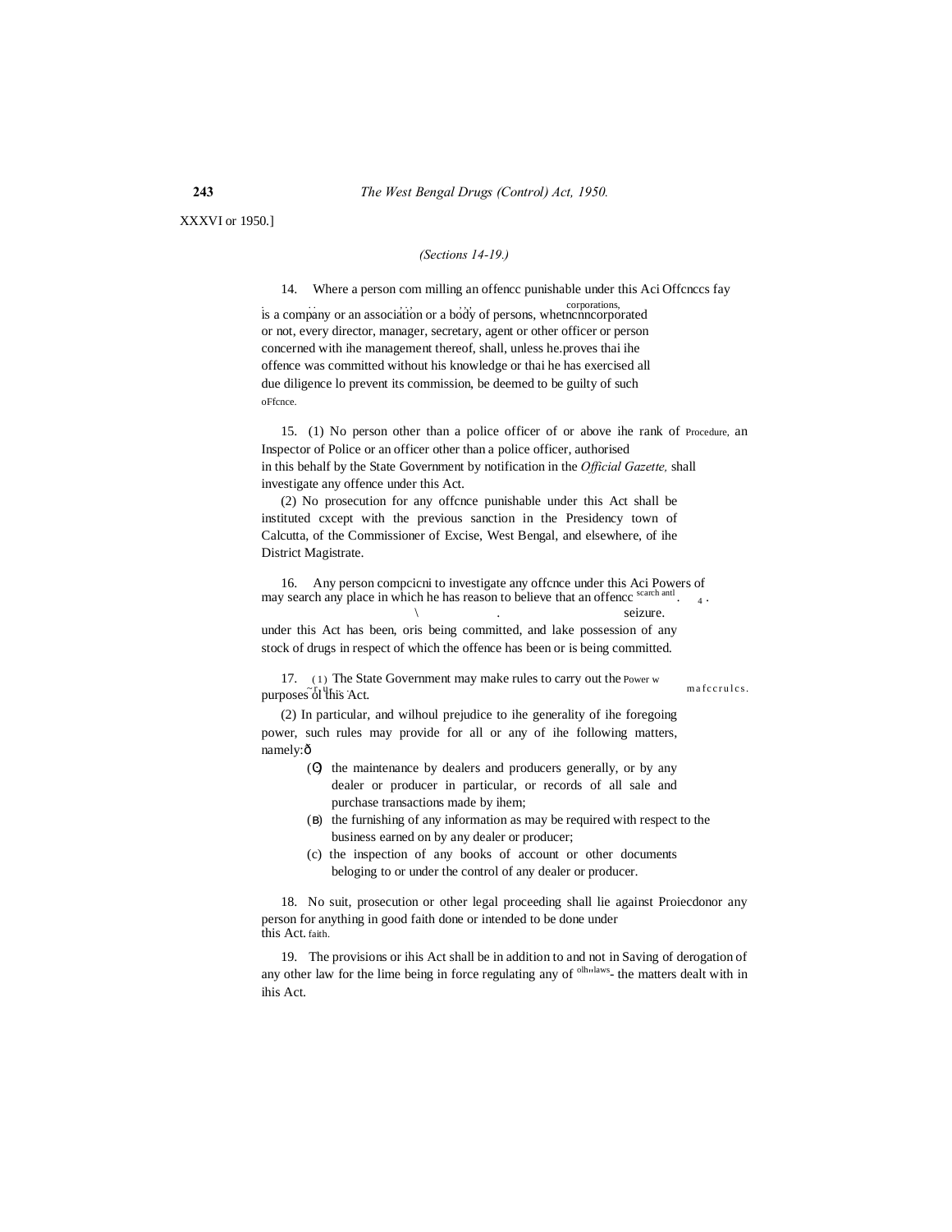XXXVI or 1950.]

*(Sections 14-19.)*

14. Where a person com milling an offencc punishable under this Aci is a company or an association or a body of persons, whetncnncorporated or not, every director, manager, secretary, agent or other officer or person concerned with ihe management thereof, shall, unless he.proves thai ihe offence was committed without his knowledge or thai he has exercised all due diligence lo prevent its commission, be deemed to be guilty of such oFfcnce.

Offcnccs fay corporations,

15. (1) No person other than a police officer of or above ihe rank of an Inspector of Police or an officer other than a police officer, authorised in this behalf by the State Government by notification in the *Official Gazette,* shall investigate any offence under this Act.

Procedure,

(2) No prosecution for any offcnce punishable under this Act shall be instituted cxcept with the previous sanction in the Presidency town of Calcutta, of the Commissioner of Excise, West Bengal, and elsewhere, of ihe District Magistrate.

16. Any person compcicni to investigate any offcnce under this Aci may search any place in which he has reason to believe that an offencc under this Act has been, oris being committed, and lake possession of any stock of drugs in respect of which the offence has been or is being committed.

Powers of scarch antl seizure.

17. (1) The State Government may make rules to carry out the purposes ol this Act.

Power w mafccrulcs.

(2) In particular, and wilhoul prejudice to ihe generality of ihe foregoing power, such rules may provide for all or any of ihe following matters, namely:—

(a) the maintenance by dealers and producers generally, or by any dealer or producer in particular, or records of all sale and purchase transactions made by ihem;

(b) the furnishing of any information as may be required with respect to the business earned on by any dealer or producer;

(c) the inspection of any books of account or other documents beloging to or under the control of any dealer or producer.

18. No suit, prosecution or other legal proceeding shall lie against any person for anything in good faith done or intended to be done under this Act.

Proiecdonor faith.

19. The provisions or ihis Act shall be in addition to and not in derogation of any other law for the lime being in force regulating any of the matters dealt with in ihis Act.

Saving of olhorlaws.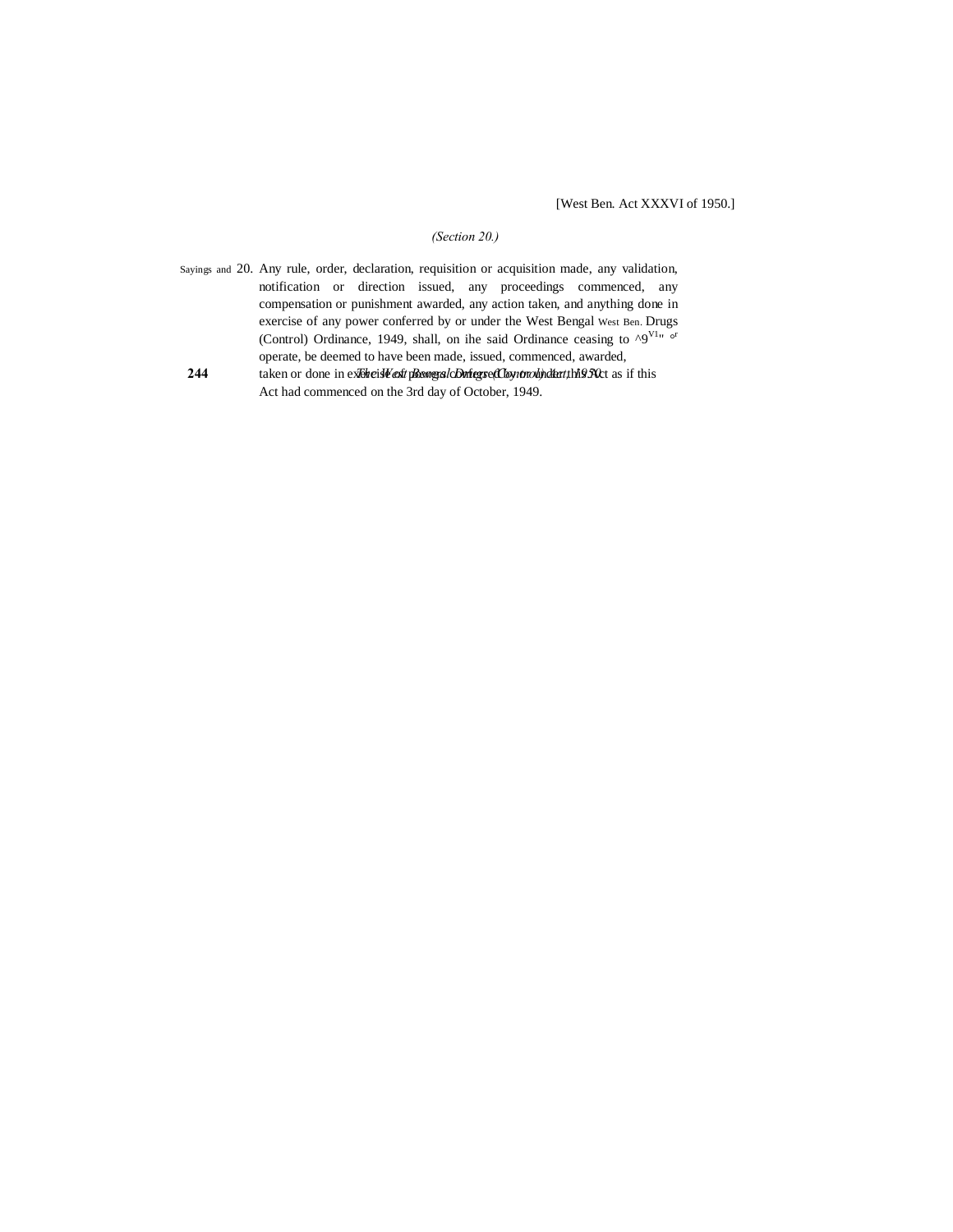[West Ben. Act XXXVI of 1950.]

*(Section 20.)*

Sayings and 20. Any rule, order, declaration, requisition or acquisition made, any validation, notification or direction issued, any proceedings commenced, any compensation or punishment awarded, any action taken, and anything done in exercise of any power conferred by or under the West Bengal West Ben. Drugs (Control) Ordinance, 1949, shall, on ihe said Ordinance ceasing to ^9V1" or operate, be deemed to have been made, issued, commenced, awarded, taken or done in exercise of powers conferred by or under this Act as if this Act had commenced on the 3rd day of October, 1949.

*The West Bengal Drugs (Control) Act, 1950.*